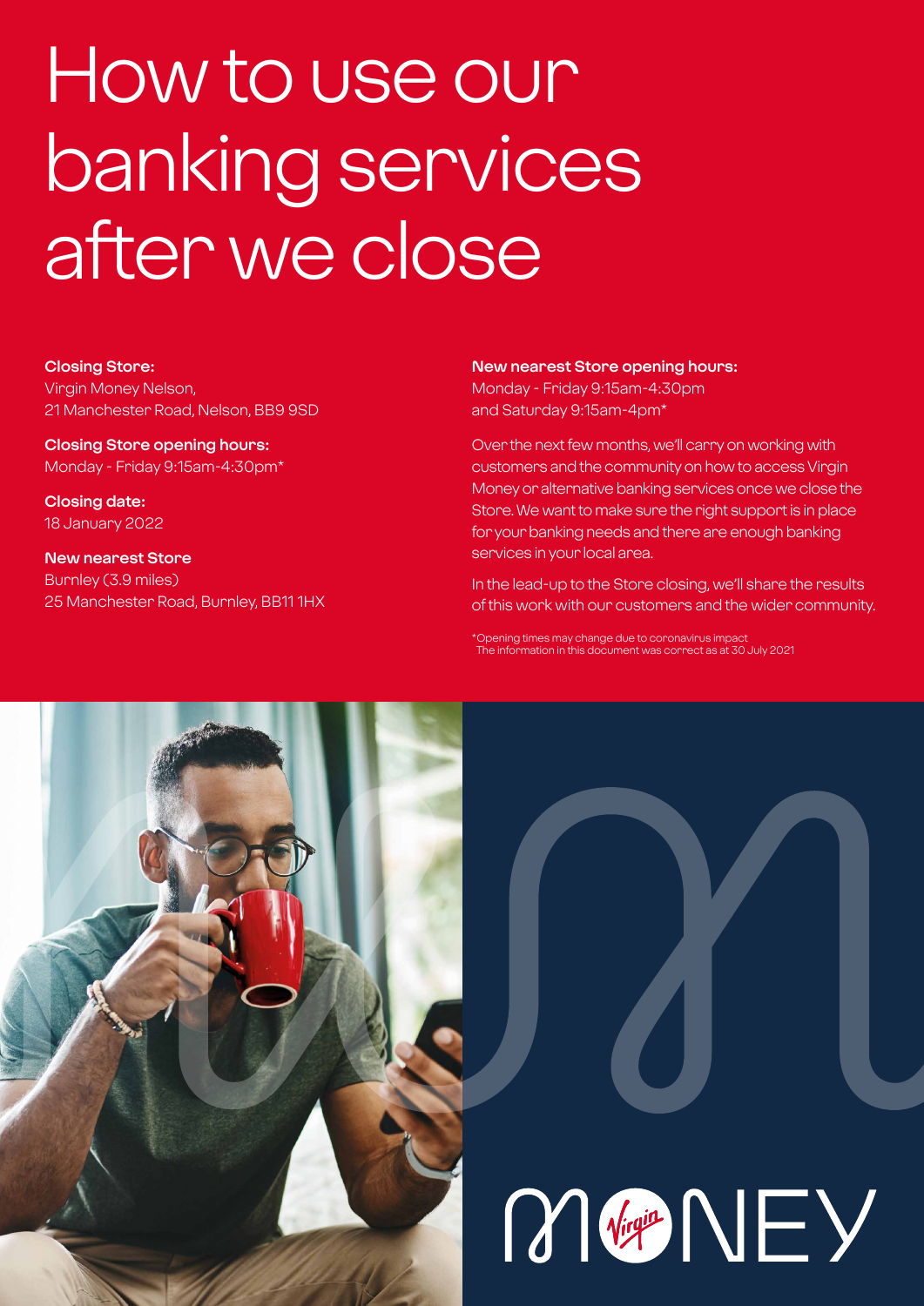# How to use our banking services after we close

**Closing Store:**
Virgin Money Nelson,
21 Manchester Road, Nelson, BB9 9SD

**Closing Store opening hours:**
Monday - Friday 9:15am-4:30pm*

**Closing date:**
18 January 2022

**New nearest Store**
Burnley (3.9 miles)
25 Manchester Road, Burnley, BB11 1HX

**New nearest Store opening hours:**
Monday - Friday 9:15am-4:30pm
and Saturday 9:15am-4pm*

Over the next few months, we'll carry on working with customers and the community on how to access Virgin Money or alternative banking services once we close the Store. We want to make sure the right support is in place for your banking needs and there are enough banking services in your local area.

In the lead-up to the Store closing, we'll share the results of this work with our customers and the wider community.

*Opening times may change due to coronavirus impact
The information in this document was correct as at 30 July 2021

MONEY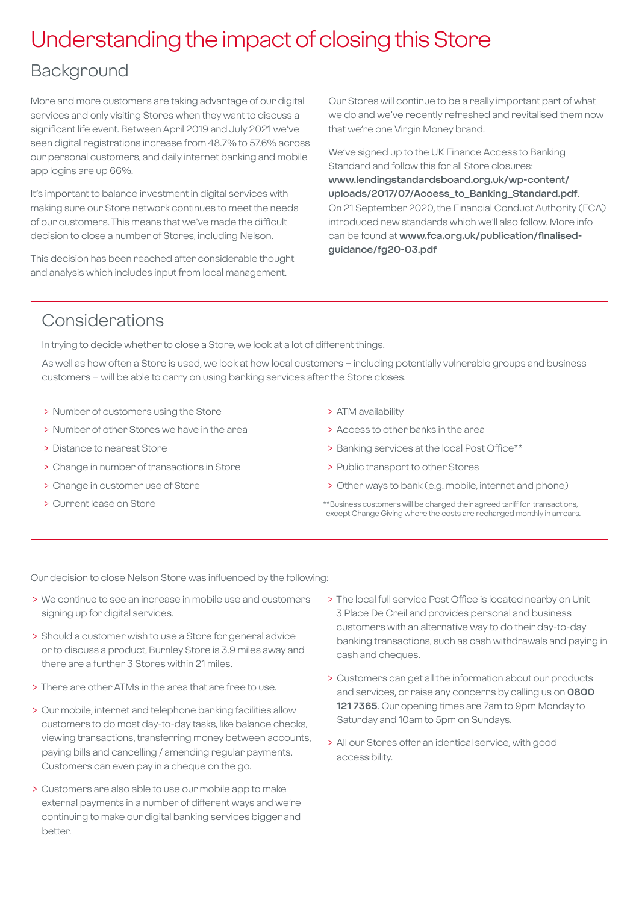# Understanding the impact of closing this Store

## Background

More and more customers are taking advantage of our digital services and only visiting Stores when they want to discuss a significant life event. Between April 2019 and July 2021 we've seen digital registrations increase from 48.7% to 57.6% across our personal customers, and daily internet banking and mobile app logins are up 66%.

It's important to balance investment in digital services with making sure our Store network continues to meet the needs of our customers. This means that we've made the difficult decision to close a number of Stores, including Nelson.

This decision has been reached after considerable thought and analysis which includes input from local management.

Our Stores will continue to be a really important part of what we do and we've recently refreshed and revitalised them now that we're one Virgin Money brand.

We've signed up to the UK Finance Access to Banking Standard and follow this for all Store closures: **www.lendingstandardsboard.org.uk/wp-content/uploads/2017/07/Access_to_Banking_Standard.pdf**. On 21 September 2020, the Financial Conduct Authority (FCA) introduced new standards which we'll also follow. More info can be found at **www.fca.org.uk/publication/finalised-guidance/fg20-03.pdf**

## Considerations

In trying to decide whether to close a Store, we look at a lot of different things.

As well as how often a Store is used, we look at how local customers – including potentially vulnerable groups and business customers – will be able to carry on using banking services after the Store closes.

- Number of customers using the Store
- Number of other Stores we have in the area
- Distance to nearest Store
- Change in number of transactions in Store
- Change in customer use of Store
- Current lease on Store
- ATM availability
- Access to other banks in the area
- Banking services at the local Post Office**
- Public transport to other Stores
- Other ways to bank (e.g. mobile, internet and phone)

**Business customers will be charged their agreed tariff for transactions, except Change Giving where the costs are recharged monthly in arrears.

Our decision to close Nelson Store was influenced by the following:

- We continue to see an increase in mobile use and customers signing up for digital services.
- Should a customer wish to use a Store for general advice or to discuss a product, Burnley Store is 3.9 miles away and there are a further 3 Stores within 21 miles.
- There are other ATMs in the area that are free to use.
- Our mobile, internet and telephone banking facilities allow customers to do most day-to-day tasks, like balance checks, viewing transactions, transferring money between accounts, paying bills and cancelling / amending regular payments. Customers can even pay in a cheque on the go.
- Customers are also able to use our mobile app to make external payments in a number of different ways and we're continuing to make our digital banking services bigger and better.
- The local full service Post Office is located nearby on Unit 3 Place De Creil and provides personal and business customers with an alternative way to do their day-to-day banking transactions, such as cash withdrawals and paying in cash and cheques.
- Customers can get all the information about our products and services, or raise any concerns by calling us on **0800 121 7365**. Our opening times are 7am to 9pm Monday to Saturday and 10am to 5pm on Sundays.
- All our Stores offer an identical service, with good accessibility.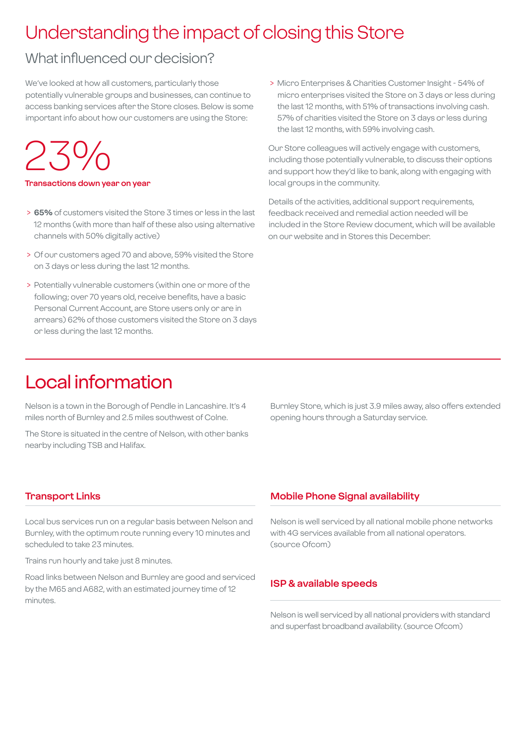# Understanding the impact of closing this Store

## What influenced our decision?

We've looked at how all customers, particularly those potentially vulnerable groups and businesses, can continue to access banking services after the Store closes. Below is some important info about how our customers are using the Store:

23%

**Transactions down year on year**

- **65%** of customers visited the Store 3 times or less in the last 12 months (with more than half of these also using alternative channels with 50% digitally active)
- Of our customers aged 70 and above, 59% visited the Store on 3 days or less during the last 12 months.
- Potentially vulnerable customers (within one or more of the following; over 70 years old, receive benefits, have a basic Personal Current Account, are Store users only or are in arrears) 62% of those customers visited the Store on 3 days or less during the last 12 months.
- Micro Enterprises & Charities Customer Insight - 54% of micro enterprises visited the Store on 3 days or less during the last 12 months, with 51% of transactions involving cash. 57% of charities visited the Store on 3 days or less during the last 12 months, with 59% involving cash.

Our Store colleagues will actively engage with customers, including those potentially vulnerable, to discuss their options and support how they'd like to bank, along with engaging with local groups in the community.

Details of the activities, additional support requirements, feedback received and remedial action needed will be included in the Store Review document, which will be available on our website and in Stores this December.

# Local information

Nelson is a town in the Borough of Pendle in Lancashire. It's 4 miles north of Burnley and 2.5 miles southwest of Colne.

The Store is situated in the centre of Nelson, with other banks nearby including TSB and Halifax.

Burnley Store, which is just 3.9 miles away, also offers extended opening hours through a Saturday service.

### Transport Links

Local bus services run on a regular basis between Nelson and Burnley, with the optimum route running every 10 minutes and scheduled to take 23 minutes.

Trains run hourly and take just 8 minutes.

Road links between Nelson and Burnley are good and serviced by the M65 and A682, with an estimated journey time of 12 minutes.

### Mobile Phone Signal availability

Nelson is well serviced by all national mobile phone networks with 4G services available from all national operators. (source Ofcom)

### ISP & available speeds

Nelson is well serviced by all national providers with standard and superfast broadband availability. (source Ofcom)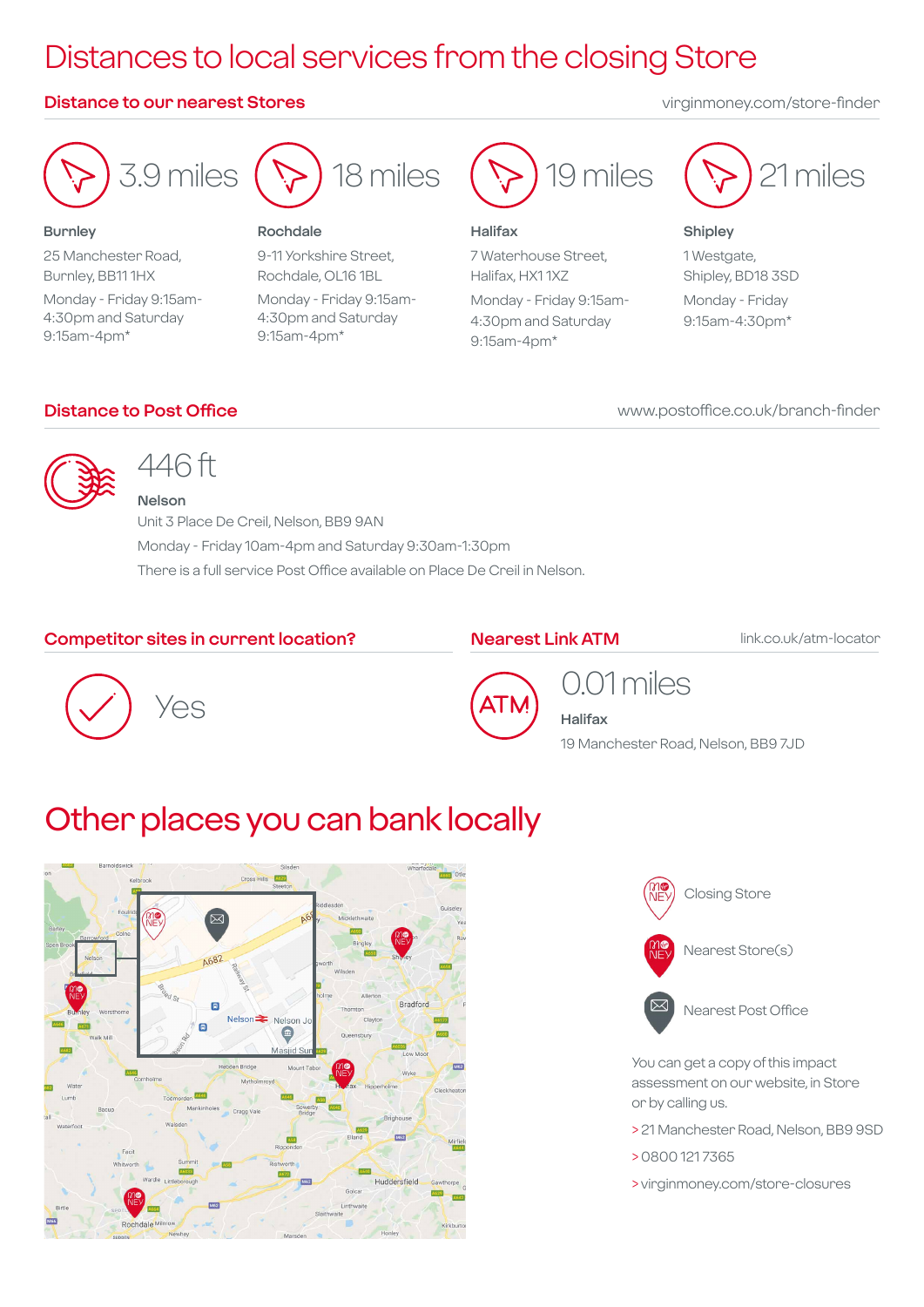# Distances to local services from the closing Store

## Distance to our nearest Stores

virginmoney.com/store-finder

**3.9 miles**

**Burnley**
25 Manchester Road, Burnley, BB11 1HX
Monday - Friday 9:15am-4:30pm and Saturday 9:15am-4pm*

**18 miles**

**Rochdale**
9-11 Yorkshire Street, Rochdale, OL16 1BL
Monday - Friday 9:15am-4:30pm and Saturday 9:15am-4pm*

**19 miles**

**Halifax**
7 Waterhouse Street, Halifax, HX1 1XZ
Monday - Friday 9:15am-4:30pm and Saturday 9:15am-4pm*

**21 miles**

**Shipley**
1 Westgate, Shipley, BD18 3SD
Monday - Friday 9:15am-4:30pm*

## Distance to Post Office

www.postoffice.co.uk/branch-finder

**446 ft**

**Nelson**
Unit 3 Place De Creil, Nelson, BB9 9AN
Monday - Friday 10am-4pm and Saturday 9:30am-1:30pm
There is a full service Post Office available on Place De Creil in Nelson.

## Competitor sites in current location?

Yes

## Nearest Link ATM

link.co.uk/atm-locator

**0.01 miles**

**Halifax**
19 Manchester Road, Nelson, BB9 7JD

# Other places you can bank locally

Closing Store

Nearest Store(s)

Nearest Post Office

You can get a copy of this impact assessment on our website, in Store or by calling us.

> 21 Manchester Road, Nelson, BB9 9SD
> 0800 121 7365
> virginmoney.com/store-closures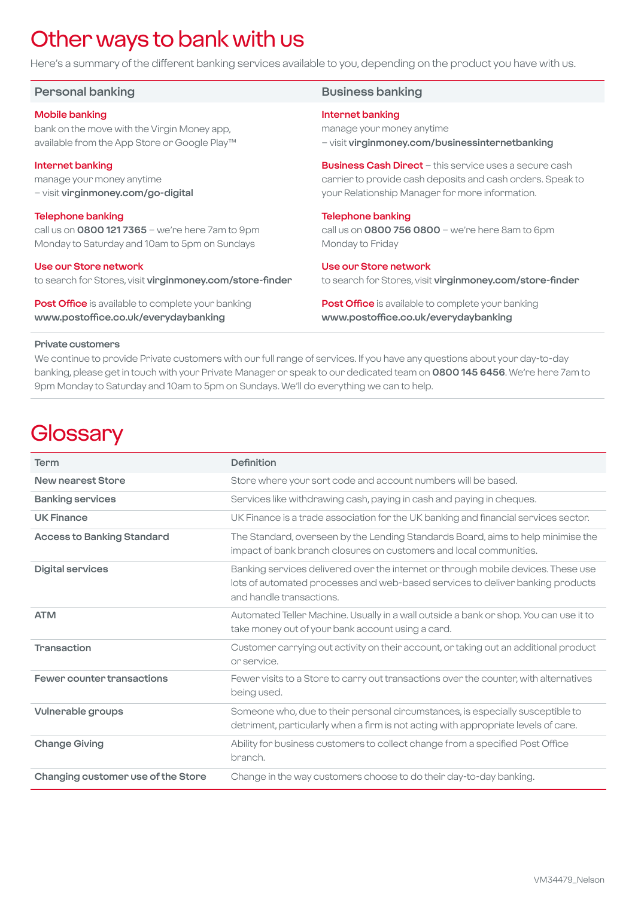# Other ways to bank with us

Here's a summary of the different banking services available to you, depending on the product you have with us.

## Personal banking

**Mobile banking**
bank on the move with the Virgin Money app, available from the App Store or Google Play™

**Internet banking**
manage your money anytime
– visit **virginmoney.com/go-digital**

**Telephone banking**
call us on **0800 121 7365** – we're here 7am to 9pm Monday to Saturday and 10am to 5pm on Sundays

**Use our Store network**
to search for Stores, visit **virginmoney.com/store-finder**

**Post Office** is available to complete your banking
**www.postoffice.co.uk/everydaybanking**

## Business banking

**Internet banking**
manage your money anytime
– visit **virginmoney.com/businessinternetbanking**

**Business Cash Direct** – this service uses a secure cash carrier to provide cash deposits and cash orders. Speak to your Relationship Manager for more information.

**Telephone banking**
call us on **0800 756 0800** – we're here 8am to 6pm Monday to Friday

**Use our Store network**
to search for Stores, visit **virginmoney.com/store-finder**

**Post Office** is available to complete your banking
**www.postoffice.co.uk/everydaybanking**

**Private customers**

We continue to provide Private customers with our full range of services. If you have any questions about your day-to-day banking, please get in touch with your Private Manager or speak to our dedicated team on **0800 145 6456**. We're here 7am to 9pm Monday to Saturday and 10am to 5pm on Sundays. We'll do everything we can to help.

# Glossary

| Term | Definition |
|---|---|
| New nearest Store | Store where your sort code and account numbers will be based. |
| Banking services | Services like withdrawing cash, paying in cash and paying in cheques. |
| UK Finance | UK Finance is a trade association for the UK banking and financial services sector. |
| Access to Banking Standard | The Standard, overseen by the Lending Standards Board, aims to help minimise the impact of bank branch closures on customers and local communities. |
| Digital services | Banking services delivered over the internet or through mobile devices. These use lots of automated processes and web-based services to deliver banking products and handle transactions. |
| ATM | Automated Teller Machine. Usually in a wall outside a bank or shop. You can use it to take money out of your bank account using a card. |
| Transaction | Customer carrying out activity on their account, or taking out an additional product or service. |
| Fewer counter transactions | Fewer visits to a Store to carry out transactions over the counter, with alternatives being used. |
| Vulnerable groups | Someone who, due to their personal circumstances, is especially susceptible to detriment, particularly when a firm is not acting with appropriate levels of care. |
| Change Giving | Ability for business customers to collect change from a specified Post Office branch. |
| Changing customer use of the Store | Change in the way customers choose to do their day-to-day banking. |

VM34479_Nelson